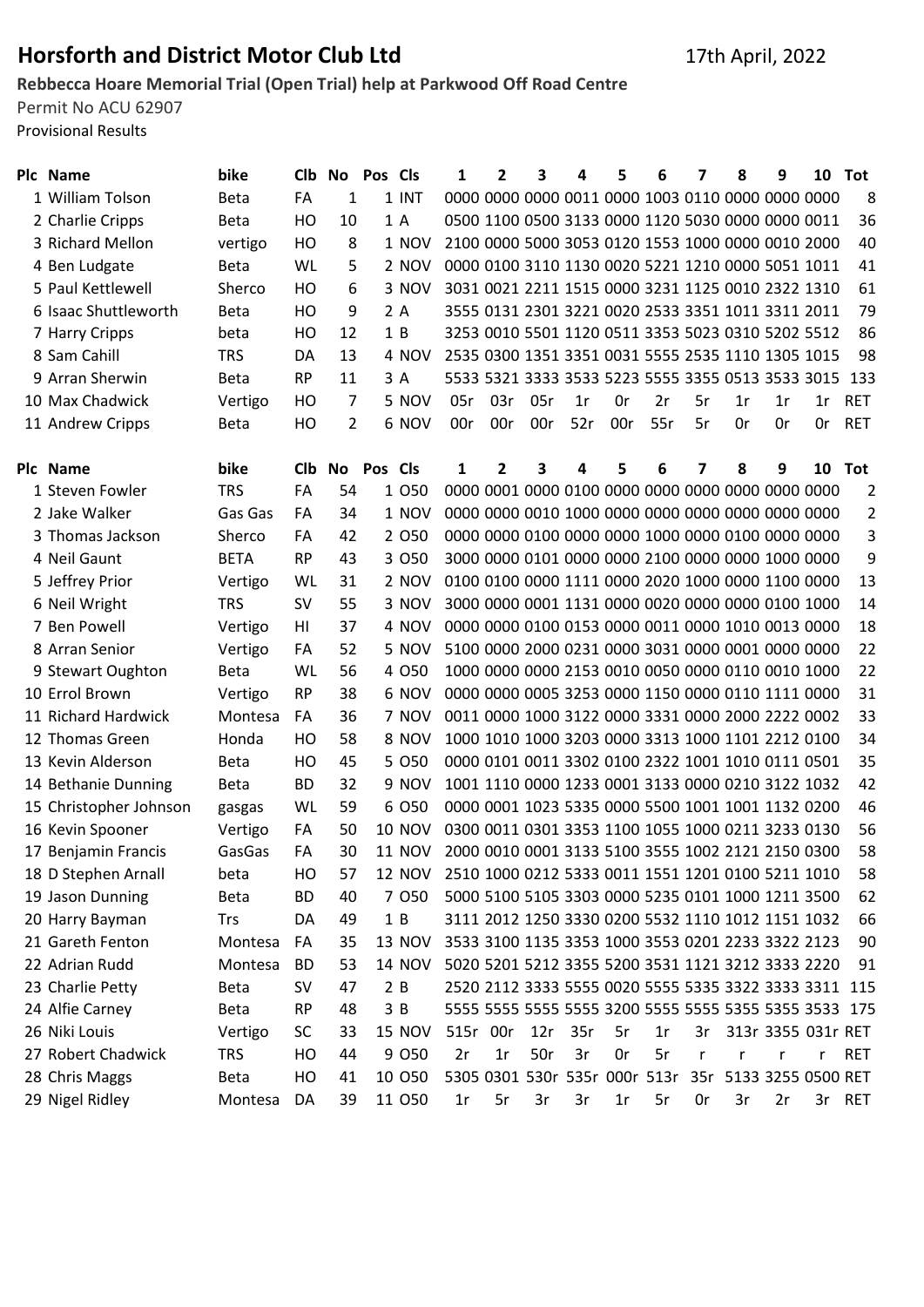# Horsforth and District Motor Club Ltd

17th April, 2022

**Rebbecca Hoare Memorial Trial (Open Trial) help at Parkwood Off Road Centre**

Permit No ACU 62907

Provisional Results

| Plc | Name | bike | Clb | No | Pos | Cls | 1 | 2 | 3 | 4 | 5 | 6 | 7 | 8 | 9 | 10 | Tot |
|---|---|---|---|---|---|---|---|---|---|---|---|---|---|---|---|---|---|
| 1 | William Tolson | Beta | FA | 1 | 1 | INT | 0000 | 0000 | 0000 | 0011 | 0000 | 1003 | 0110 | 0000 | 0000 | 0000 | 8 |
| 2 | Charlie Cripps | Beta | HO | 10 | 1 | A | 0500 | 1100 | 0500 | 3133 | 0000 | 1120 | 5030 | 0000 | 0000 | 0011 | 36 |
| 3 | Richard Mellon | vertigo | HO | 8 | 1 | NOV | 2100 | 0000 | 5000 | 3053 | 0120 | 1553 | 1000 | 0000 | 0010 | 2000 | 40 |
| 4 | Ben Ludgate | Beta | WL | 5 | 2 | NOV | 0000 | 0100 | 3110 | 1130 | 0020 | 5221 | 1210 | 0000 | 5051 | 1011 | 41 |
| 5 | Paul Kettlewell | Sherco | HO | 6 | 3 | NOV | 3031 | 0021 | 2211 | 1515 | 0000 | 3231 | 1125 | 0010 | 2322 | 1310 | 61 |
| 6 | Isaac Shuttleworth | Beta | HO | 9 | 2 | A | 3555 | 0131 | 2301 | 3221 | 0020 | 2533 | 3351 | 1011 | 3311 | 2011 | 79 |
| 7 | Harry Cripps | beta | HO | 12 | 1 | B | 3253 | 0010 | 5501 | 1120 | 0511 | 3353 | 5023 | 0310 | 5202 | 5512 | 86 |
| 8 | Sam Cahill | TRS | DA | 13 | 4 | NOV | 2535 | 0300 | 1351 | 3351 | 0031 | 5555 | 2535 | 1110 | 1305 | 1015 | 98 |
| 9 | Arran Sherwin | Beta | RP | 11 | 3 | A | 5533 | 5321 | 3333 | 3533 | 5223 | 5555 | 3355 | 0513 | 3533 | 3015 | 133 |
| 10 | Max Chadwick | Vertigo | HO | 7 | 5 | NOV | 05r | 03r | 05r | 1r | 0r | 2r | 5r | 1r | 1r | 1r | RET |
| 11 | Andrew Cripps | Beta | HO | 2 | 6 | NOV | 00r | 00r | 00r | 52r | 00r | 55r | 5r | 0r | 0r | 0r | RET |

| Plc | Name | bike | Clb | No | Pos | Cls | 1 | 2 | 3 | 4 | 5 | 6 | 7 | 8 | 9 | 10 | Tot |
|---|---|---|---|---|---|---|---|---|---|---|---|---|---|---|---|---|---|
| 1 | Steven Fowler | TRS | FA | 54 | 1 | O50 | 0000 | 0001 | 0000 | 0100 | 0000 | 0000 | 0000 | 0000 | 0000 | 0000 | 2 |
| 2 | Jake Walker | Gas Gas | FA | 34 | 1 | NOV | 0000 | 0000 | 0010 | 1000 | 0000 | 0000 | 0000 | 0000 | 0000 | 0000 | 2 |
| 3 | Thomas Jackson | Sherco | FA | 42 | 2 | O50 | 0000 | 0000 | 0100 | 0000 | 0000 | 1000 | 0000 | 0100 | 0000 | 0000 | 3 |
| 4 | Neil Gaunt | BETA | RP | 43 | 3 | O50 | 3000 | 0000 | 0101 | 0000 | 0000 | 2100 | 0000 | 0000 | 1000 | 0000 | 9 |
| 5 | Jeffrey Prior | Vertigo | WL | 31 | 2 | NOV | 0100 | 0100 | 0000 | 1111 | 0000 | 2020 | 1000 | 0000 | 1100 | 0000 | 13 |
| 6 | Neil Wright | TRS | SV | 55 | 3 | NOV | 3000 | 0000 | 0001 | 1131 | 0000 | 0020 | 0000 | 0000 | 0100 | 1000 | 14 |
| 7 | Ben Powell | Vertigo | HI | 37 | 4 | NOV | 0000 | 0000 | 0100 | 0153 | 0000 | 0011 | 0000 | 1010 | 0013 | 0000 | 18 |
| 8 | Arran Senior | Vertigo | FA | 52 | 5 | NOV | 5100 | 0000 | 2000 | 0231 | 0000 | 3031 | 0000 | 0001 | 0000 | 0000 | 22 |
| 9 | Stewart Oughton | Beta | WL | 56 | 4 | O50 | 1000 | 0000 | 0000 | 2153 | 0010 | 0050 | 0000 | 0110 | 0010 | 1000 | 22 |
| 10 | Errol Brown | Vertigo | RP | 38 | 6 | NOV | 0000 | 0000 | 0005 | 3253 | 0000 | 1150 | 0000 | 0110 | 1111 | 0000 | 31 |
| 11 | Richard Hardwick | Montesa | FA | 36 | 7 | NOV | 0011 | 0000 | 1000 | 3122 | 0000 | 3331 | 0000 | 2000 | 2222 | 0002 | 33 |
| 12 | Thomas Green | Honda | HO | 58 | 8 | NOV | 1000 | 1010 | 1000 | 3203 | 0000 | 3313 | 1000 | 1101 | 2212 | 0100 | 34 |
| 13 | Kevin Alderson | Beta | HO | 45 | 5 | O50 | 0000 | 0101 | 0011 | 3302 | 0100 | 2322 | 1001 | 1010 | 0111 | 0501 | 35 |
| 14 | Bethanie Dunning | Beta | BD | 32 | 9 | NOV | 1001 | 1110 | 0000 | 1233 | 0001 | 3133 | 0000 | 0210 | 3122 | 1032 | 42 |
| 15 | Christopher Johnson | gasgas | WL | 59 | 6 | O50 | 0000 | 0001 | 1023 | 5335 | 0000 | 5500 | 1001 | 1001 | 1132 | 0200 | 46 |
| 16 | Kevin Spooner | Vertigo | FA | 50 | 10 | NOV | 0300 | 0011 | 0301 | 3353 | 1100 | 1055 | 1000 | 0211 | 3233 | 0130 | 56 |
| 17 | Benjamin Francis | GasGas | FA | 30 | 11 | NOV | 2000 | 0010 | 0001 | 3133 | 5100 | 3555 | 1002 | 2121 | 2150 | 0300 | 58 |
| 18 | D Stephen Arnall | beta | HO | 57 | 12 | NOV | 2510 | 1000 | 0212 | 5333 | 0011 | 1551 | 1201 | 0100 | 5211 | 1010 | 58 |
| 19 | Jason Dunning | Beta | BD | 40 | 7 | O50 | 5000 | 5100 | 5105 | 3303 | 0000 | 5235 | 0101 | 1000 | 1211 | 3500 | 62 |
| 20 | Harry Bayman | Trs | DA | 49 | 1 | B | 3111 | 2012 | 1250 | 3330 | 0200 | 5532 | 1110 | 1012 | 1151 | 1032 | 66 |
| 21 | Gareth Fenton | Montesa | FA | 35 | 13 | NOV | 3533 | 3100 | 1135 | 3353 | 1000 | 3553 | 0201 | 2233 | 3322 | 2123 | 90 |
| 22 | Adrian Rudd | Montesa | BD | 53 | 14 | NOV | 5020 | 5201 | 5212 | 3355 | 5200 | 3531 | 1121 | 3212 | 3333 | 2220 | 91 |
| 23 | Charlie Petty | Beta | SV | 47 | 2 | B | 2520 | 2112 | 3333 | 5555 | 0020 | 5555 | 5335 | 3322 | 3333 | 3311 | 115 |
| 24 | Alfie Carney | Beta | RP | 48 | 3 | B | 5555 | 5555 | 5555 | 5555 | 3200 | 5555 | 5555 | 5355 | 5355 | 3533 | 175 |
| 26 | Niki Louis | Vertigo | SC | 33 | 15 | NOV | 515r | 00r | 12r | 35r | 5r | 1r | 3r | 313r | 3355 | 031r | RET |
| 27 | Robert Chadwick | TRS | HO | 44 | 9 | O50 | 2r | 1r | 50r | 3r | 0r | 5r | r | r | r | r | RET |
| 28 | Chris Maggs | Beta | HO | 41 | 10 | O50 | 5305 | 0301 | 530r | 535r | 000r | 513r | 35r | 5133 | 3255 | 0500 | RET |
| 29 | Nigel Ridley | Montesa | DA | 39 | 11 | O50 | 1r | 5r | 3r | 3r | 1r | 5r | 0r | 3r | 2r | 3r | RET |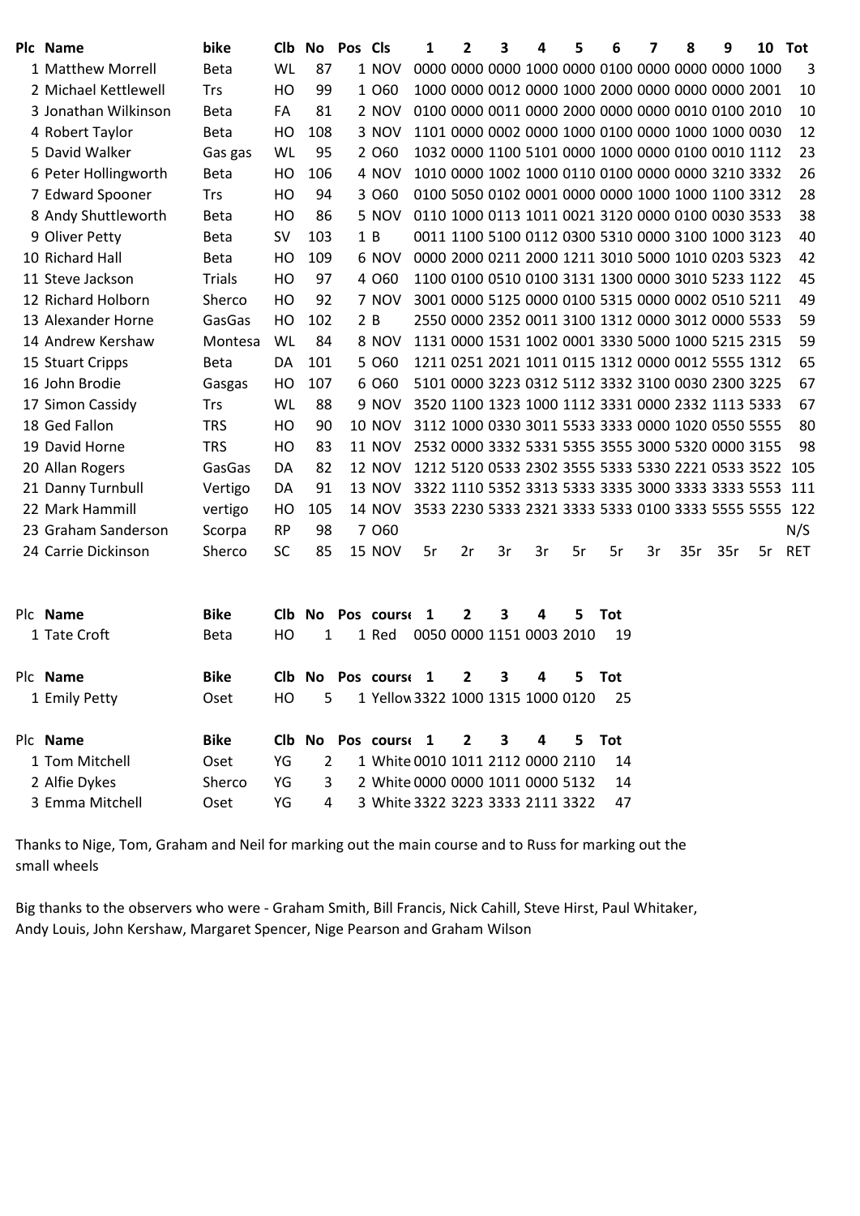| Plc | Name | bike | Clb | No | Pos | Cls | 1 | 2 | 3 | 4 | 5 | 6 | 7 | 8 | 9 | 10 | Tot |
|---|---|---|---|---|---|---|---|---|---|---|---|---|---|---|---|---|---|
| 1 | Matthew Morrell | Beta | WL | 87 | 1 | NOV | 0000 | 0000 | 0000 | 1000 | 0000 | 0100 | 0000 | 0000 | 0000 | 1000 | 3 |
| 2 | Michael Kettlewell | Trs | HO | 99 | 1 | O60 | 1000 | 0000 | 0012 | 0000 | 1000 | 2000 | 0000 | 0000 | 0000 | 2001 | 10 |
| 3 | Jonathan Wilkinson | Beta | FA | 81 | 2 | NOV | 0100 | 0000 | 0011 | 0000 | 2000 | 0000 | 0000 | 0010 | 0100 | 2010 | 10 |
| 4 | Robert Taylor | Beta | HO | 108 | 3 | NOV | 1101 | 0000 | 0002 | 0000 | 1000 | 0100 | 0000 | 1000 | 1000 | 0030 | 12 |
| 5 | David Walker | Gas gas | WL | 95 | 2 | O60 | 1032 | 0000 | 1100 | 5101 | 0000 | 1000 | 0000 | 0100 | 0010 | 1112 | 23 |
| 6 | Peter Hollingworth | Beta | HO | 106 | 4 | NOV | 1010 | 0000 | 1002 | 1000 | 0110 | 0100 | 0000 | 0000 | 3210 | 3332 | 26 |
| 7 | Edward Spooner | Trs | HO | 94 | 3 | O60 | 0100 | 5050 | 0102 | 0001 | 0000 | 0000 | 1000 | 1000 | 1100 | 3312 | 28 |
| 8 | Andy Shuttleworth | Beta | HO | 86 | 5 | NOV | 0110 | 1000 | 0113 | 1011 | 0021 | 3120 | 0000 | 0100 | 0030 | 3533 | 38 |
| 9 | Oliver Petty | Beta | SV | 103 | 1 | B | 0011 | 1100 | 5100 | 0112 | 0300 | 5310 | 0000 | 3100 | 1000 | 3123 | 40 |
| 10 | Richard Hall | Beta | HO | 109 | 6 | NOV | 0000 | 2000 | 0211 | 2000 | 1211 | 3010 | 5000 | 1010 | 0203 | 5323 | 42 |
| 11 | Steve Jackson | Trials | HO | 97 | 4 | O60 | 1100 | 0100 | 0510 | 0100 | 3131 | 1300 | 0000 | 3010 | 5233 | 1122 | 45 |
| 12 | Richard Holborn | Sherco | HO | 92 | 7 | NOV | 3001 | 0000 | 5125 | 0000 | 0100 | 5315 | 0000 | 0002 | 0510 | 5211 | 49 |
| 13 | Alexander Horne | GasGas | HO | 102 | 2 | B | 2550 | 0000 | 2352 | 0011 | 3100 | 1312 | 0000 | 3012 | 0000 | 5533 | 59 |
| 14 | Andrew Kershaw | Montesa | WL | 84 | 8 | NOV | 1131 | 0000 | 1531 | 1002 | 0001 | 3330 | 5000 | 1000 | 5215 | 2315 | 59 |
| 15 | Stuart Cripps | Beta | DA | 101 | 5 | O60 | 1211 | 0251 | 2021 | 1011 | 0115 | 1312 | 0000 | 0012 | 5555 | 1312 | 65 |
| 16 | John Brodie | Gasgas | HO | 107 | 6 | O60 | 5101 | 0000 | 3223 | 0312 | 5112 | 3332 | 3100 | 0030 | 2300 | 3225 | 67 |
| 17 | Simon Cassidy | Trs | WL | 88 | 9 | NOV | 3520 | 1100 | 1323 | 1000 | 1112 | 3331 | 0000 | 2332 | 1113 | 5333 | 67 |
| 18 | Ged Fallon | TRS | HO | 90 | 10 | NOV | 3112 | 1000 | 0330 | 3011 | 5533 | 3333 | 0000 | 1020 | 0550 | 5555 | 80 |
| 19 | David Horne | TRS | HO | 83 | 11 | NOV | 2532 | 0000 | 3332 | 5331 | 5355 | 3555 | 3000 | 5320 | 0000 | 3155 | 98 |
| 20 | Allan Rogers | GasGas | DA | 82 | 12 | NOV | 1212 | 5120 | 0533 | 2302 | 3555 | 5333 | 5330 | 2221 | 0533 | 3522 | 105 |
| 21 | Danny Turnbull | Vertigo | DA | 91 | 13 | NOV | 3322 | 1110 | 5352 | 3313 | 5333 | 3335 | 3000 | 3333 | 3333 | 5553 | 111 |
| 22 | Mark Hammill | vertigo | HO | 105 | 14 | NOV | 3533 | 2230 | 5333 | 2321 | 3333 | 5333 | 0100 | 3333 | 5555 | 5555 | 122 |
| 23 | Graham Sanderson | Scorpa | RP | 98 | 7 | O60 | | | | | | | | | | | N/S |
| 24 | Carrie Dickinson | Sherco | SC | 85 | 15 | NOV | 5r | 2r | 3r | 3r | 5r | 5r | 3r | 35r | 35r | 5r | RET |

| Plc | Name | Bike | Clb | No | Pos | course | 1 | 2 | 3 | 4 | 5 | Tot |
|---|---|---|---|---|---|---|---|---|---|---|---|---|
| 1 | Tate Croft | Beta | HO | 1 | 1 | Red | 0050 | 0000 | 1151 | 0003 | 2010 | 19 |

| Plc | Name | Bike | Clb | No | Pos | course | 1 | 2 | 3 | 4 | 5 | Tot |
|---|---|---|---|---|---|---|---|---|---|---|---|---|
| 1 | Emily Petty | Oset | HO | 5 | 1 | Yellow | 3322 | 1000 | 1315 | 1000 | 0120 | 25 |

| Plc | Name | Bike | Clb | No | Pos | course | 1 | 2 | 3 | 4 | 5 | Tot |
|---|---|---|---|---|---|---|---|---|---|---|---|---|
| 1 | Tom Mitchell | Oset | YG | 2 | 1 | White | 0010 | 1011 | 2112 | 0000 | 2110 | 14 |
| 2 | Alfie Dykes | Sherco | YG | 3 | 2 | White | 0000 | 0000 | 1011 | 0000 | 5132 | 14 |
| 3 | Emma Mitchell | Oset | YG | 4 | 3 | White | 3322 | 3223 | 3333 | 2111 | 3322 | 47 |

Thanks to Nige, Tom, Graham and Neil for marking out the main course and to Russ for marking out the small wheels

Big thanks to the observers who were - Graham Smith, Bill Francis, Nick Cahill, Steve Hirst, Paul Whitaker, Andy Louis, John Kershaw, Margaret Spencer, Nige Pearson and Graham Wilson